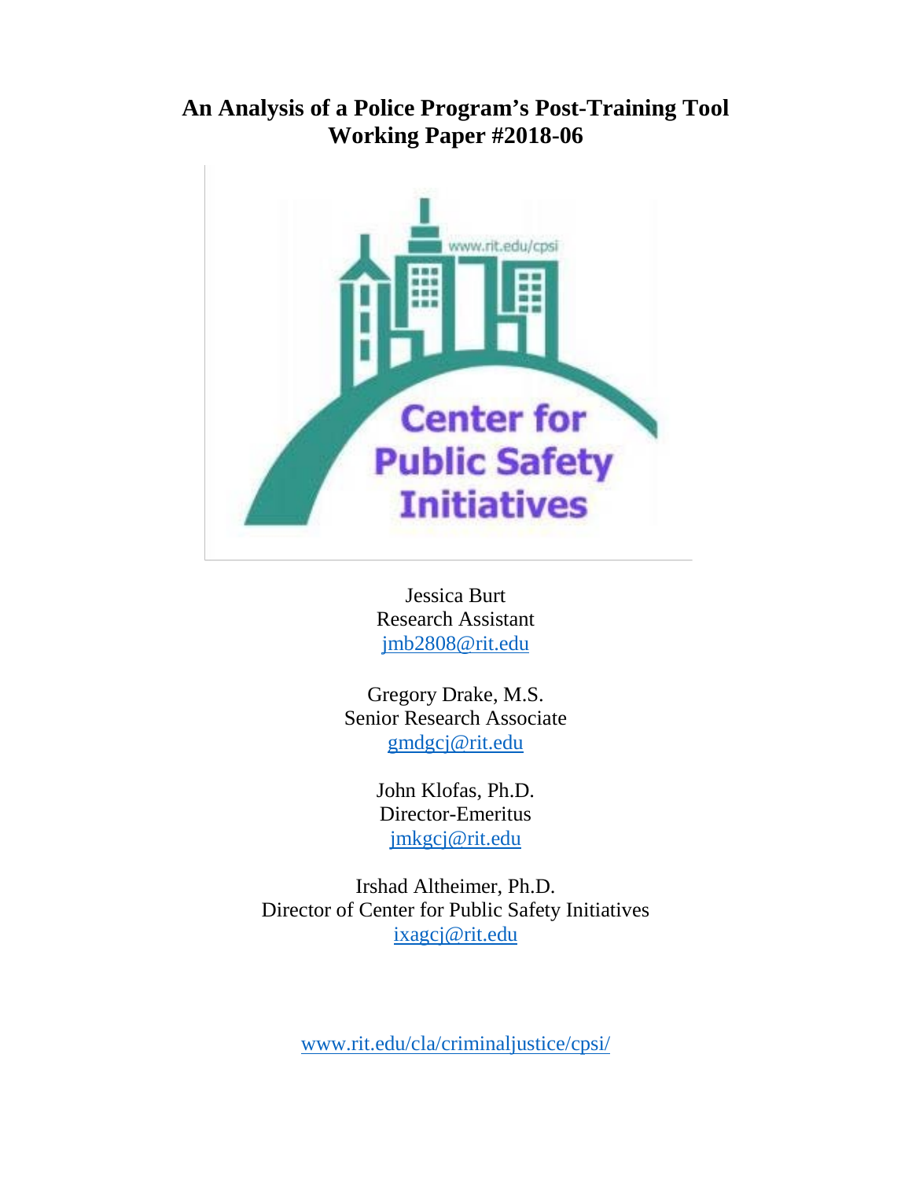# An Analysis of a Police Program's Post-Training Tool
# Working Paper #2018-06

Jessica Burt
Research Assistant
jmb2808@rit.edu

Gregory Drake, M.S.
Senior Research Associate
gmdgcj@rit.edu

John Klofas, Ph.D.
Director-Emeritus
jmkgcj@rit.edu

Irshad Altheimer, Ph.D.
Director of Center for Public Safety Initiatives
ixagcj@rit.edu

www.rit.edu/cla/criminaljustice/cpsi/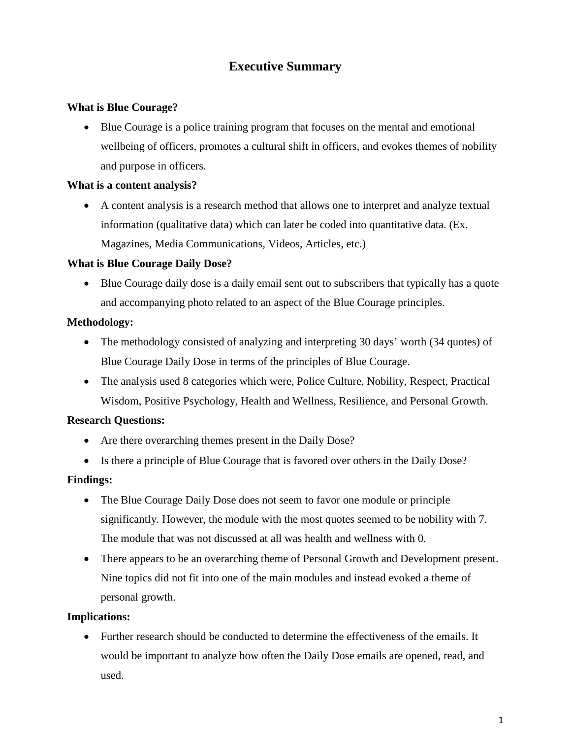# Executive Summary

**What is Blue Courage?**

- Blue Courage is a police training program that focuses on the mental and emotional wellbeing of officers, promotes a cultural shift in officers, and evokes themes of nobility and purpose in officers.

**What is a content analysis?**

- A content analysis is a research method that allows one to interpret and analyze textual information (qualitative data) which can later be coded into quantitative data. (Ex. Magazines, Media Communications, Videos, Articles, etc.)

**What is Blue Courage Daily Dose?**

- Blue Courage daily dose is a daily email sent out to subscribers that typically has a quote and accompanying photo related to an aspect of the Blue Courage principles.

**Methodology:**

- The methodology consisted of analyzing and interpreting 30 days' worth (34 quotes) of Blue Courage Daily Dose in terms of the principles of Blue Courage.
- The analysis used 8 categories which were, Police Culture, Nobility, Respect, Practical Wisdom, Positive Psychology, Health and Wellness, Resilience, and Personal Growth.

**Research Questions:**

- Are there overarching themes present in the Daily Dose?
- Is there a principle of Blue Courage that is favored over others in the Daily Dose?

**Findings:**

- The Blue Courage Daily Dose does not seem to favor one module or principle significantly. However, the module with the most quotes seemed to be nobility with 7. The module that was not discussed at all was health and wellness with 0.
- There appears to be an overarching theme of Personal Growth and Development present. Nine topics did not fit into one of the main modules and instead evoked a theme of personal growth.

**Implications:**

- Further research should be conducted to determine the effectiveness of the emails. It would be important to analyze how often the Daily Dose emails are opened, read, and used.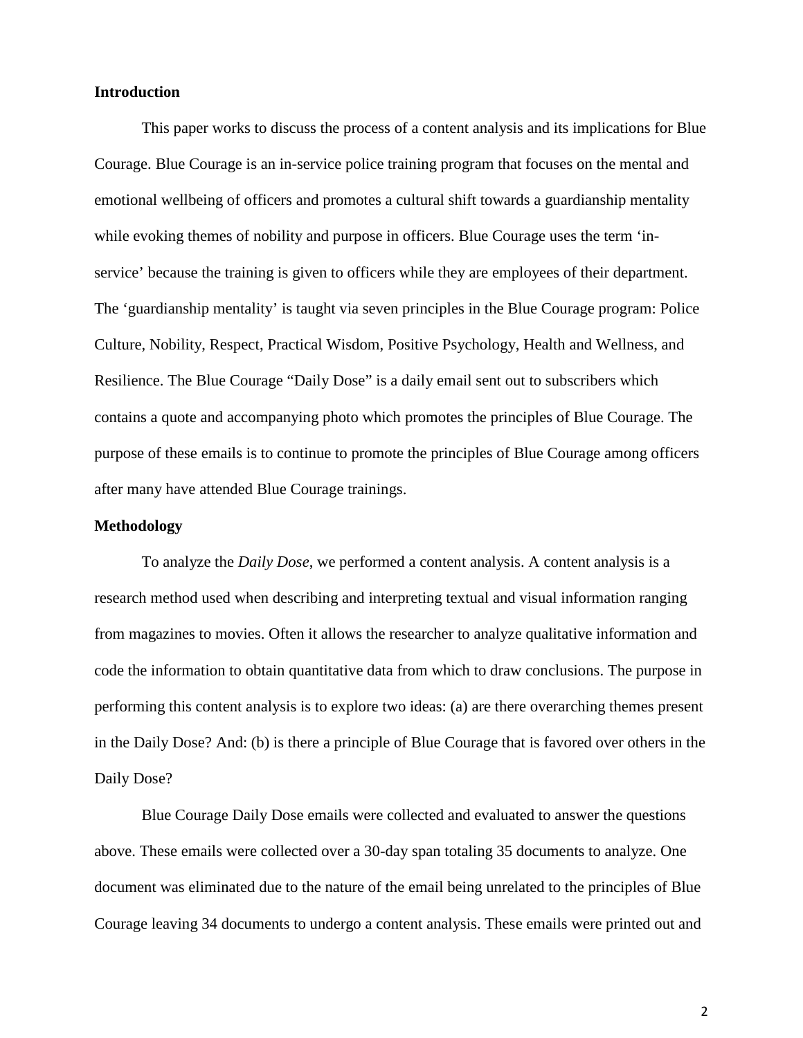**Introduction**

This paper works to discuss the process of a content analysis and its implications for Blue Courage. Blue Courage is an in-service police training program that focuses on the mental and emotional wellbeing of officers and promotes a cultural shift towards a guardianship mentality while evoking themes of nobility and purpose in officers. Blue Courage uses the term 'in-service' because the training is given to officers while they are employees of their department. The 'guardianship mentality' is taught via seven principles in the Blue Courage program: Police Culture, Nobility, Respect, Practical Wisdom, Positive Psychology, Health and Wellness, and Resilience. The Blue Courage "Daily Dose" is a daily email sent out to subscribers which contains a quote and accompanying photo which promotes the principles of Blue Courage. The purpose of these emails is to continue to promote the principles of Blue Courage among officers after many have attended Blue Courage trainings.

**Methodology**

To analyze the *Daily Dose*, we performed a content analysis. A content analysis is a research method used when describing and interpreting textual and visual information ranging from magazines to movies. Often it allows the researcher to analyze qualitative information and code the information to obtain quantitative data from which to draw conclusions. The purpose in performing this content analysis is to explore two ideas: (a) are there overarching themes present in the Daily Dose? And: (b) is there a principle of Blue Courage that is favored over others in the Daily Dose?

Blue Courage Daily Dose emails were collected and evaluated to answer the questions above. These emails were collected over a 30-day span totaling 35 documents to analyze. One document was eliminated due to the nature of the email being unrelated to the principles of Blue Courage leaving 34 documents to undergo a content analysis. These emails were printed out and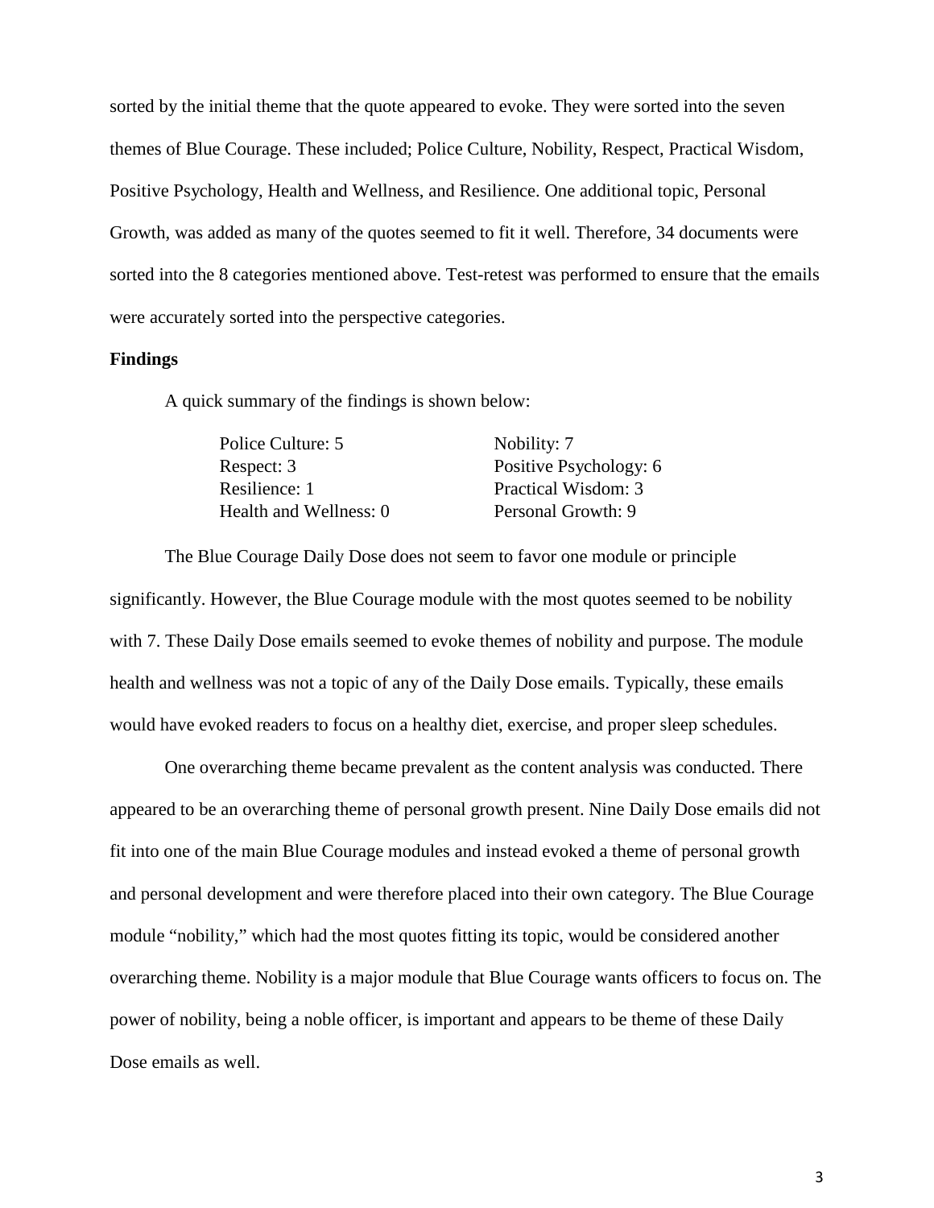sorted by the initial theme that the quote appeared to evoke. They were sorted into the seven themes of Blue Courage. These included; Police Culture, Nobility, Respect, Practical Wisdom, Positive Psychology, Health and Wellness, and Resilience. One additional topic, Personal Growth, was added as many of the quotes seemed to fit it well. Therefore, 34 documents were sorted into the 8 categories mentioned above. Test-retest was performed to ensure that the emails were accurately sorted into the perspective categories.

**Findings**

A quick summary of the findings is shown below:

| | |
|---|---|
| Police Culture: 5 | Nobility: 7 |
| Respect: 3 | Positive Psychology: 6 |
| Resilience: 1 | Practical Wisdom: 3 |
| Health and Wellness: 0 | Personal Growth: 9 |

The Blue Courage Daily Dose does not seem to favor one module or principle significantly. However, the Blue Courage module with the most quotes seemed to be nobility with 7. These Daily Dose emails seemed to evoke themes of nobility and purpose. The module health and wellness was not a topic of any of the Daily Dose emails. Typically, these emails would have evoked readers to focus on a healthy diet, exercise, and proper sleep schedules.

One overarching theme became prevalent as the content analysis was conducted. There appeared to be an overarching theme of personal growth present. Nine Daily Dose emails did not fit into one of the main Blue Courage modules and instead evoked a theme of personal growth and personal development and were therefore placed into their own category. The Blue Courage module "nobility," which had the most quotes fitting its topic, would be considered another overarching theme. Nobility is a major module that Blue Courage wants officers to focus on. The power of nobility, being a noble officer, is important and appears to be theme of these Daily Dose emails as well.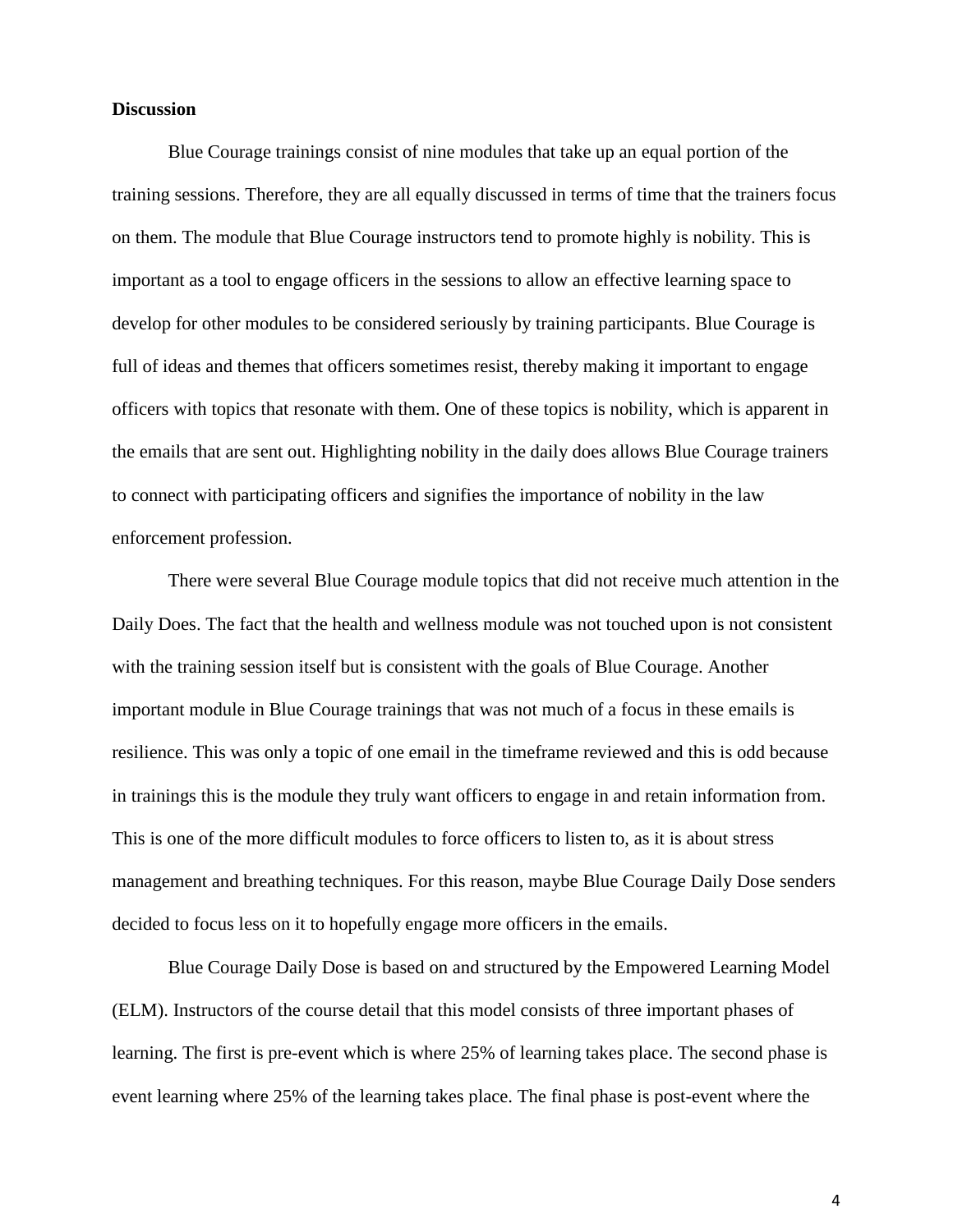**Discussion**

Blue Courage trainings consist of nine modules that take up an equal portion of the training sessions. Therefore, they are all equally discussed in terms of time that the trainers focus on them. The module that Blue Courage instructors tend to promote highly is nobility. This is important as a tool to engage officers in the sessions to allow an effective learning space to develop for other modules to be considered seriously by training participants. Blue Courage is full of ideas and themes that officers sometimes resist, thereby making it important to engage officers with topics that resonate with them. One of these topics is nobility, which is apparent in the emails that are sent out. Highlighting nobility in the daily does allows Blue Courage trainers to connect with participating officers and signifies the importance of nobility in the law enforcement profession.

There were several Blue Courage module topics that did not receive much attention in the Daily Does. The fact that the health and wellness module was not touched upon is not consistent with the training session itself but is consistent with the goals of Blue Courage. Another important module in Blue Courage trainings that was not much of a focus in these emails is resilience. This was only a topic of one email in the timeframe reviewed and this is odd because in trainings this is the module they truly want officers to engage in and retain information from. This is one of the more difficult modules to force officers to listen to, as it is about stress management and breathing techniques. For this reason, maybe Blue Courage Daily Dose senders decided to focus less on it to hopefully engage more officers in the emails.

Blue Courage Daily Dose is based on and structured by the Empowered Learning Model (ELM). Instructors of the course detail that this model consists of three important phases of learning. The first is pre-event which is where 25% of learning takes place. The second phase is event learning where 25% of the learning takes place. The final phase is post-event where the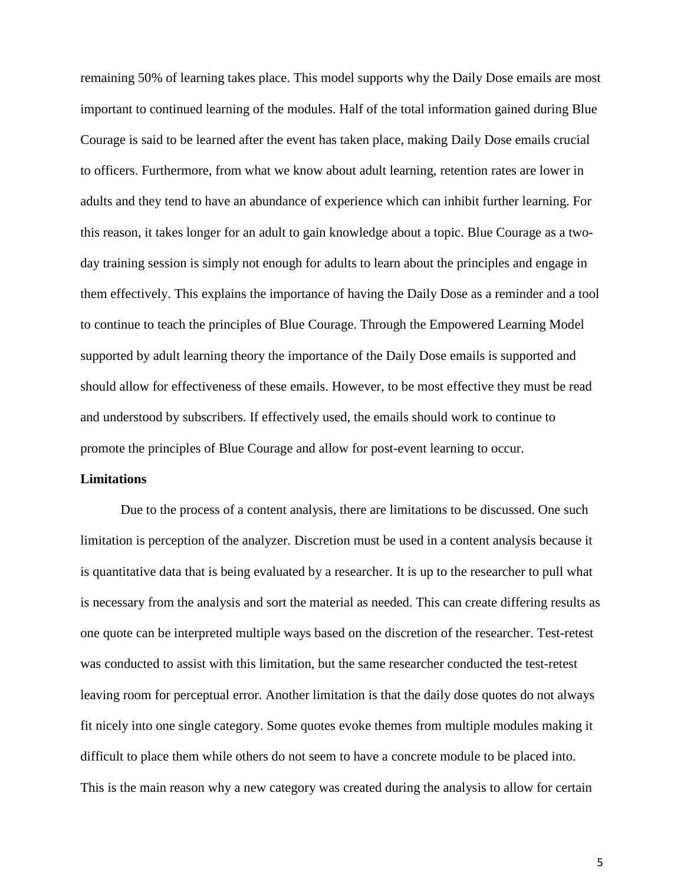remaining 50% of learning takes place. This model supports why the Daily Dose emails are most important to continued learning of the modules. Half of the total information gained during Blue Courage is said to be learned after the event has taken place, making Daily Dose emails crucial to officers. Furthermore, from what we know about adult learning, retention rates are lower in adults and they tend to have an abundance of experience which can inhibit further learning. For this reason, it takes longer for an adult to gain knowledge about a topic. Blue Courage as a two-day training session is simply not enough for adults to learn about the principles and engage in them effectively. This explains the importance of having the Daily Dose as a reminder and a tool to continue to teach the principles of Blue Courage. Through the Empowered Learning Model supported by adult learning theory the importance of the Daily Dose emails is supported and should allow for effectiveness of these emails. However, to be most effective they must be read and understood by subscribers. If effectively used, the emails should work to continue to promote the principles of Blue Courage and allow for post-event learning to occur.

**Limitations**

Due to the process of a content analysis, there are limitations to be discussed. One such limitation is perception of the analyzer. Discretion must be used in a content analysis because it is quantitative data that is being evaluated by a researcher. It is up to the researcher to pull what is necessary from the analysis and sort the material as needed. This can create differing results as one quote can be interpreted multiple ways based on the discretion of the researcher. Test-retest was conducted to assist with this limitation, but the same researcher conducted the test-retest leaving room for perceptual error. Another limitation is that the daily dose quotes do not always fit nicely into one single category. Some quotes evoke themes from multiple modules making it difficult to place them while others do not seem to have a concrete module to be placed into. This is the main reason why a new category was created during the analysis to allow for certain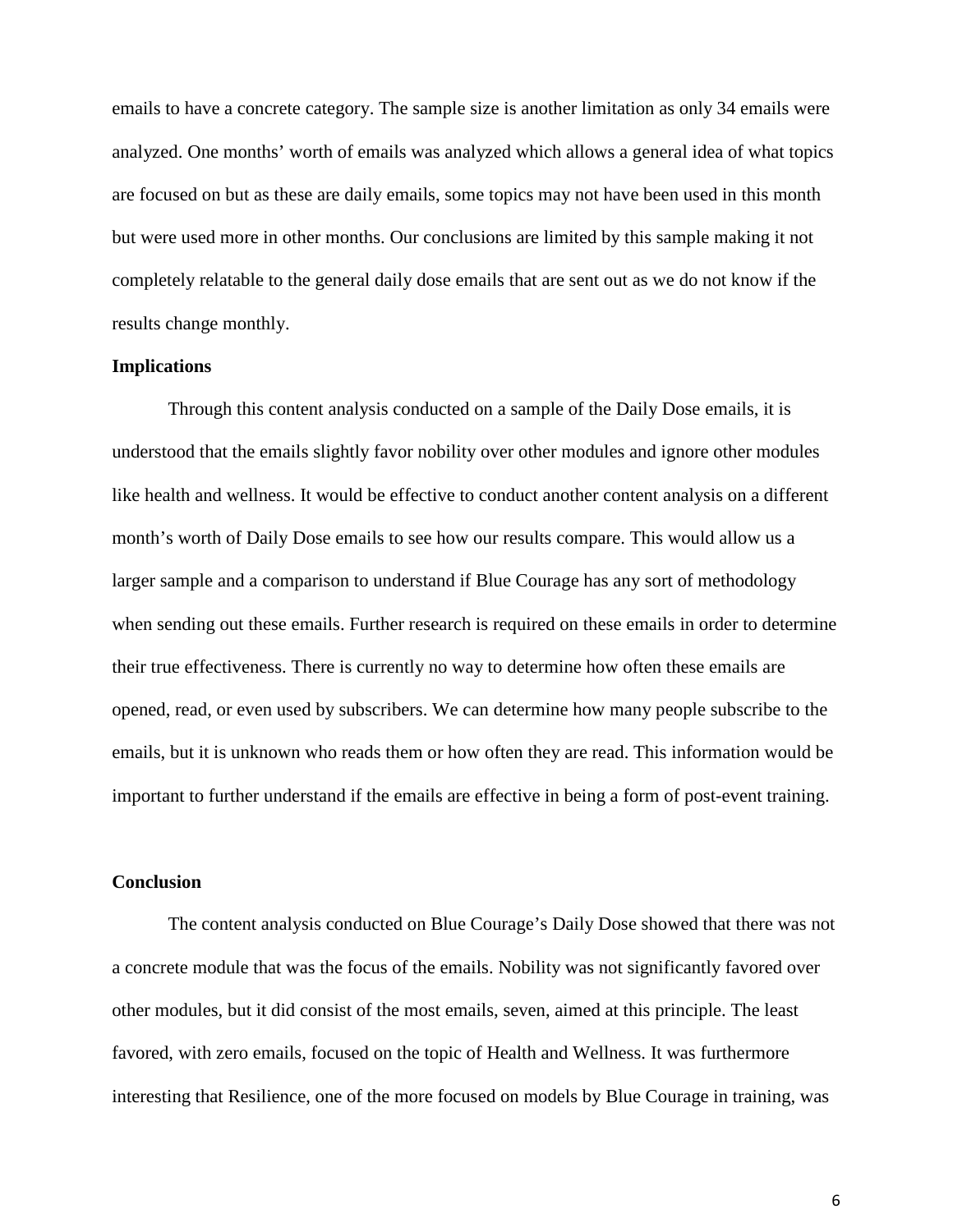emails to have a concrete category. The sample size is another limitation as only 34 emails were analyzed. One months' worth of emails was analyzed which allows a general idea of what topics are focused on but as these are daily emails, some topics may not have been used in this month but were used more in other months. Our conclusions are limited by this sample making it not completely relatable to the general daily dose emails that are sent out as we do not know if the results change monthly.

**Implications**

Through this content analysis conducted on a sample of the Daily Dose emails, it is understood that the emails slightly favor nobility over other modules and ignore other modules like health and wellness. It would be effective to conduct another content analysis on a different month's worth of Daily Dose emails to see how our results compare. This would allow us a larger sample and a comparison to understand if Blue Courage has any sort of methodology when sending out these emails. Further research is required on these emails in order to determine their true effectiveness. There is currently no way to determine how often these emails are opened, read, or even used by subscribers. We can determine how many people subscribe to the emails, but it is unknown who reads them or how often they are read. This information would be important to further understand if the emails are effective in being a form of post-event training.

**Conclusion**

The content analysis conducted on Blue Courage's Daily Dose showed that there was not a concrete module that was the focus of the emails. Nobility was not significantly favored over other modules, but it did consist of the most emails, seven, aimed at this principle. The least favored, with zero emails, focused on the topic of Health and Wellness. It was furthermore interesting that Resilience, one of the more focused on models by Blue Courage in training, was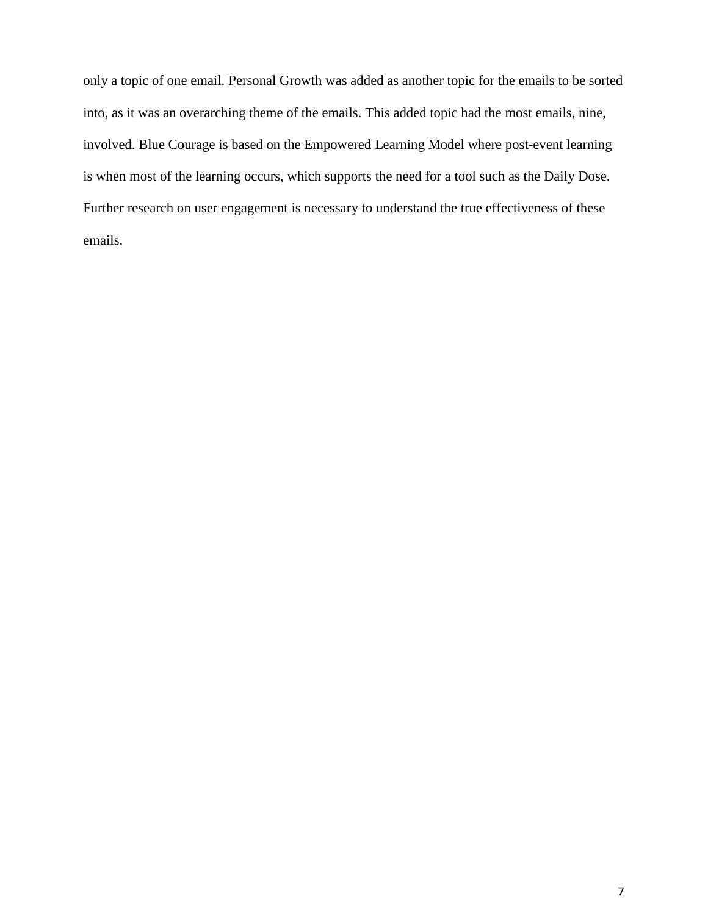only a topic of one email. Personal Growth was added as another topic for the emails to be sorted into, as it was an overarching theme of the emails. This added topic had the most emails, nine, involved. Blue Courage is based on the Empowered Learning Model where post-event learning is when most of the learning occurs, which supports the need for a tool such as the Daily Dose. Further research on user engagement is necessary to understand the true effectiveness of these emails.